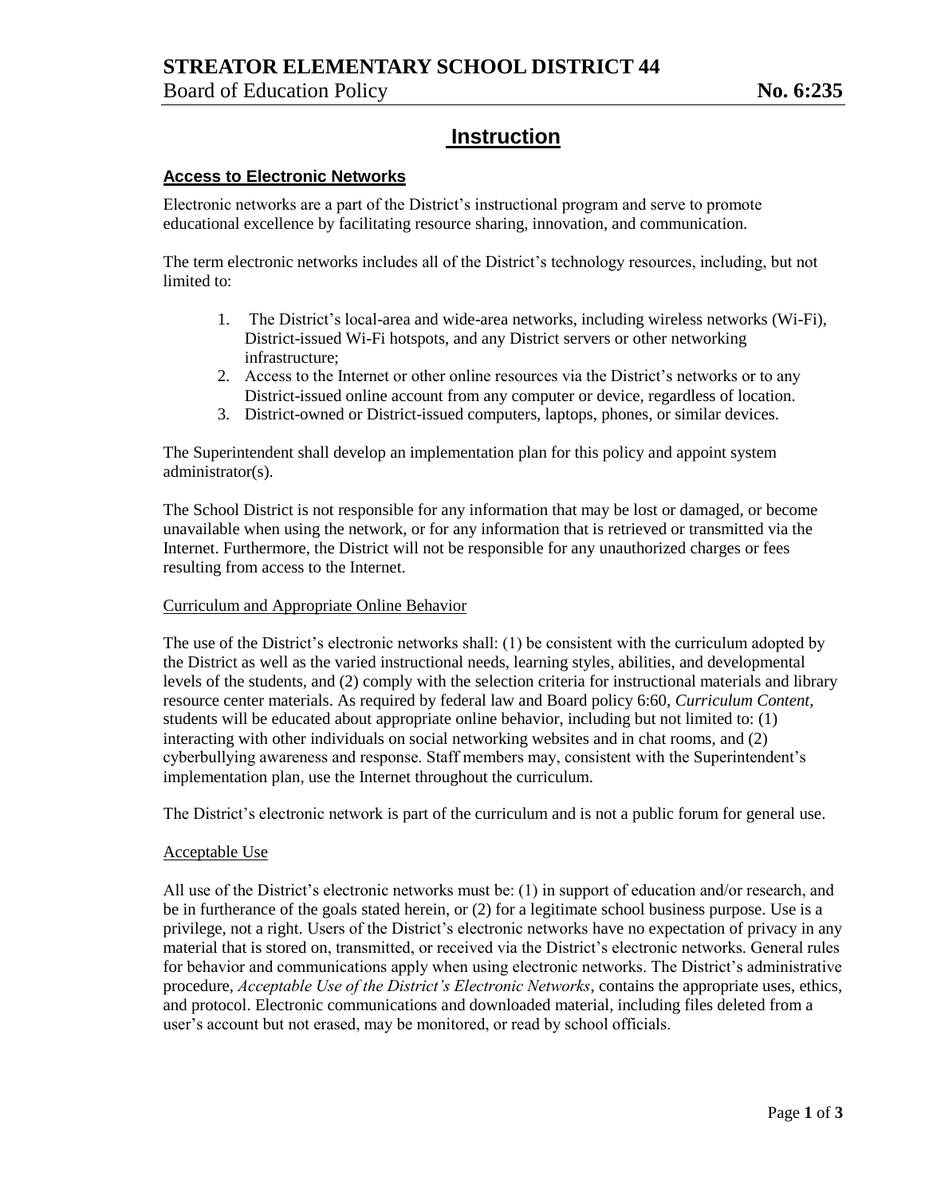# STREATOR ELEMENTARY SCHOOL DISTRICT 44

Board of Education Policy **No. 6:235**

## Instruction

### Access to Electronic Networks

Electronic networks are a part of the District's instructional program and serve to promote educational excellence by facilitating resource sharing, innovation, and communication.

The term electronic networks includes all of the District's technology resources, including, but not limited to:

1. The District's local-area and wide-area networks, including wireless networks (Wi-Fi), District-issued Wi-Fi hotspots, and any District servers or other networking infrastructure;
2. Access to the Internet or other online resources via the District's networks or to any District-issued online account from any computer or device, regardless of location.
3. District-owned or District-issued computers, laptops, phones, or similar devices.

The Superintendent shall develop an implementation plan for this policy and appoint system administrator(s).

The School District is not responsible for any information that may be lost or damaged, or become unavailable when using the network, or for any information that is retrieved or transmitted via the Internet. Furthermore, the District will not be responsible for any unauthorized charges or fees resulting from access to the Internet.

#### Curriculum and Appropriate Online Behavior

The use of the District's electronic networks shall: (1) be consistent with the curriculum adopted by the District as well as the varied instructional needs, learning styles, abilities, and developmental levels of the students, and (2) comply with the selection criteria for instructional materials and library resource center materials. As required by federal law and Board policy 6:60, *Curriculum Content*, students will be educated about appropriate online behavior, including but not limited to: (1) interacting with other individuals on social networking websites and in chat rooms, and (2) cyberbullying awareness and response. Staff members may, consistent with the Superintendent's implementation plan, use the Internet throughout the curriculum.

The District's electronic network is part of the curriculum and is not a public forum for general use.

#### Acceptable Use

All use of the District's electronic networks must be: (1) in support of education and/or research, and be in furtherance of the goals stated herein, or (2) for a legitimate school business purpose. Use is a privilege, not a right. Users of the District's electronic networks have no expectation of privacy in any material that is stored on, transmitted, or received via the District's electronic networks. General rules for behavior and communications apply when using electronic networks. The District's administrative procedure, *Acceptable Use of the District's Electronic Networks*, contains the appropriate uses, ethics, and protocol. Electronic communications and downloaded material, including files deleted from a user's account but not erased, may be monitored, or read by school officials.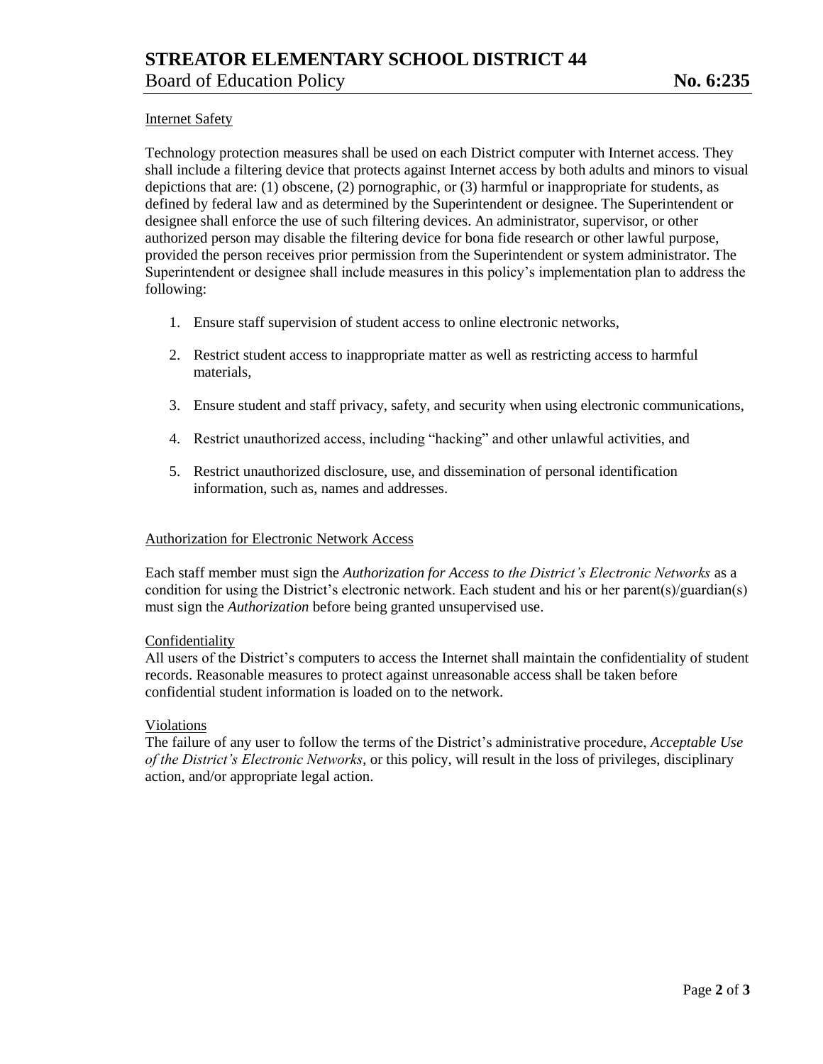Internet Safety

Technology protection measures shall be used on each District computer with Internet access. They shall include a filtering device that protects against Internet access by both adults and minors to visual depictions that are: (1) obscene, (2) pornographic, or (3) harmful or inappropriate for students, as defined by federal law and as determined by the Superintendent or designee. The Superintendent or designee shall enforce the use of such filtering devices. An administrator, supervisor, or other authorized person may disable the filtering device for bona fide research or other lawful purpose, provided the person receives prior permission from the Superintendent or system administrator. The Superintendent or designee shall include measures in this policy's implementation plan to address the following:

1. Ensure staff supervision of student access to online electronic networks,
2. Restrict student access to inappropriate matter as well as restricting access to harmful materials,
3. Ensure student and staff privacy, safety, and security when using electronic communications,
4. Restrict unauthorized access, including "hacking" and other unlawful activities, and
5. Restrict unauthorized disclosure, use, and dissemination of personal identification information, such as, names and addresses.

Authorization for Electronic Network Access

Each staff member must sign the *Authorization for Access to the District's Electronic Networks* as a condition for using the District's electronic network. Each student and his or her parent(s)/guardian(s) must sign the *Authorization* before being granted unsupervised use.

Confidentiality

All users of the District's computers to access the Internet shall maintain the confidentiality of student records. Reasonable measures to protect against unreasonable access shall be taken before confidential student information is loaded on to the network.

Violations

The failure of any user to follow the terms of the District's administrative procedure, *Acceptable Use of the District's Electronic Networks*, or this policy, will result in the loss of privileges, disciplinary action, and/or appropriate legal action.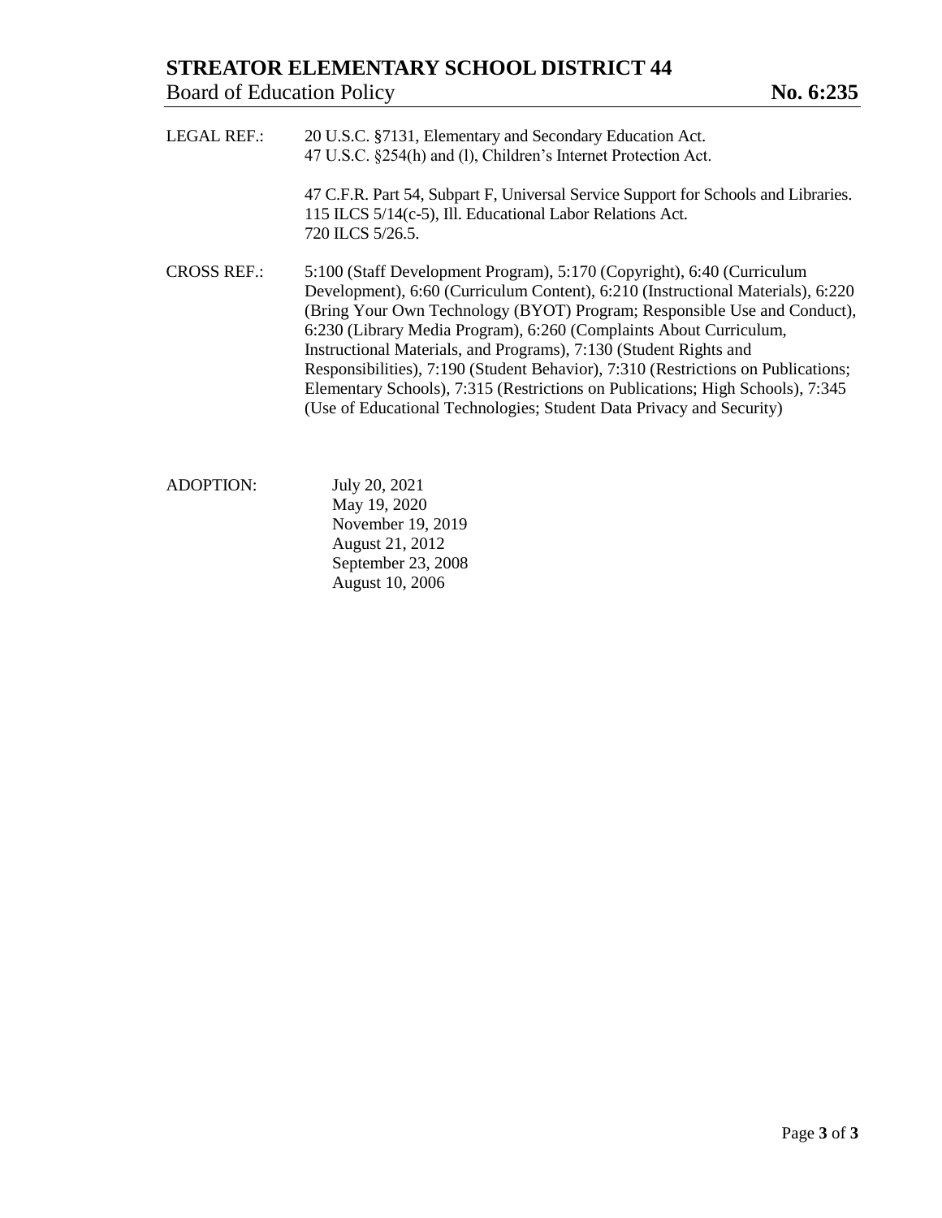LEGAL REF.: 20 U.S.C. §7131, Elementary and Secondary Education Act.
47 U.S.C. §254(h) and (l), Children's Internet Protection Act.

47 C.F.R. Part 54, Subpart F, Universal Service Support for Schools and Libraries.
115 ILCS 5/14(c-5), Ill. Educational Labor Relations Act.
720 ILCS 5/26.5.

CROSS REF.: 5:100 (Staff Development Program), 5:170 (Copyright), 6:40 (Curriculum Development), 6:60 (Curriculum Content), 6:210 (Instructional Materials), 6:220 (Bring Your Own Technology (BYOT) Program; Responsible Use and Conduct), 6:230 (Library Media Program), 6:260 (Complaints About Curriculum, Instructional Materials, and Programs), 7:130 (Student Rights and Responsibilities), 7:190 (Student Behavior), 7:310 (Restrictions on Publications; Elementary Schools), 7:315 (Restrictions on Publications; High Schools), 7:345 (Use of Educational Technologies; Student Data Privacy and Security)

ADOPTION: July 20, 2021
May 19, 2020
November 19, 2019
August 21, 2012
September 23, 2008
August 10, 2006